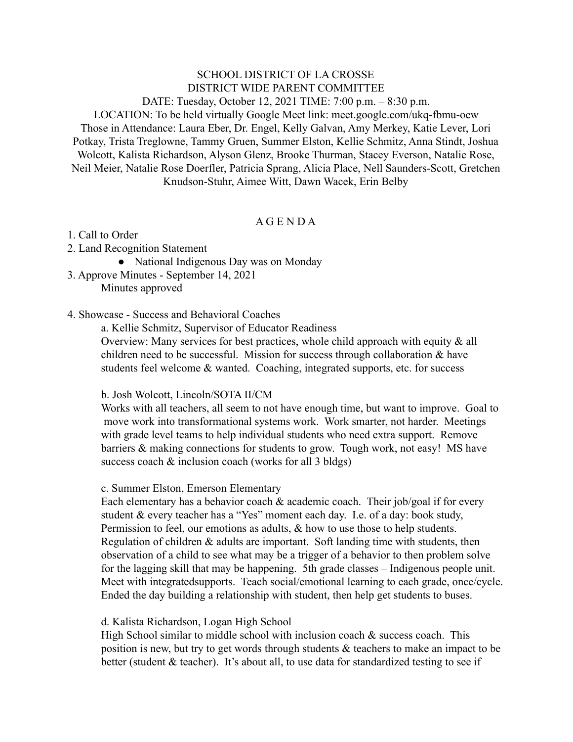# SCHOOL DISTRICT OF LA CROSSE
## DISTRICT WIDE PARENT COMMITTEE

DATE: Tuesday, October 12, 2021 TIME: 7:00 p.m. – 8:30 p.m.

LOCATION: To be held virtually Google Meet link: meet.google.com/ukq-fbmu-oew

Those in Attendance: Laura Eber, Dr. Engel, Kelly Galvan, Amy Merkey, Katie Lever, Lori Potkay, Trista Treglowne, Tammy Gruen, Summer Elston, Kellie Schmitz, Anna Stindt, Joshua Wolcott, Kalista Richardson, Alyson Glenz, Brooke Thurman, Stacey Everson, Natalie Rose, Neil Meier, Natalie Rose Doerfler, Patricia Sprang, Alicia Place, Nell Saunders-Scott, Gretchen Knudson-Stuhr, Aimee Witt, Dawn Wacek, Erin Belby

## A G E N D A

1. Call to Order
2. Land Recognition Statement
   - National Indigenous Day was on Monday
3. Approve Minutes - September 14, 2021

   Minutes approved

4. Showcase - Success and Behavioral Coaches

   a. Kellie Schmitz, Supervisor of Educator Readiness

   Overview: Many services for best practices, whole child approach with equity & all children need to be successful. Mission for success through collaboration & have students feel welcome & wanted. Coaching, integrated supports, etc. for success

   b. Josh Wolcott, Lincoln/SOTA II/CM

   Works with all teachers, all seem to not have enough time, but want to improve. Goal to move work into transformational systems work. Work smarter, not harder. Meetings with grade level teams to help individual students who need extra support. Remove barriers & making connections for students to grow. Tough work, not easy! MS have success coach & inclusion coach (works for all 3 bldgs)

   c. Summer Elston, Emerson Elementary

   Each elementary has a behavior coach & academic coach. Their job/goal if for every student & every teacher has a "Yes" moment each day. I.e. of a day: book study, Permission to feel, our emotions as adults, & how to use those to help students. Regulation of children & adults are important. Soft landing time with students, then observation of a child to see what may be a trigger of a behavior to then problem solve for the lagging skill that may be happening. 5th grade classes – Indigenous people unit. Meet with integratedsupports. Teach social/emotional learning to each grade, once/cycle. Ended the day building a relationship with student, then help get students to buses.

   d. Kalista Richardson, Logan High School

   High School similar to middle school with inclusion coach & success coach. This position is new, but try to get words through students & teachers to make an impact to be better (student & teacher). It's about all, to use data for standardized testing to see if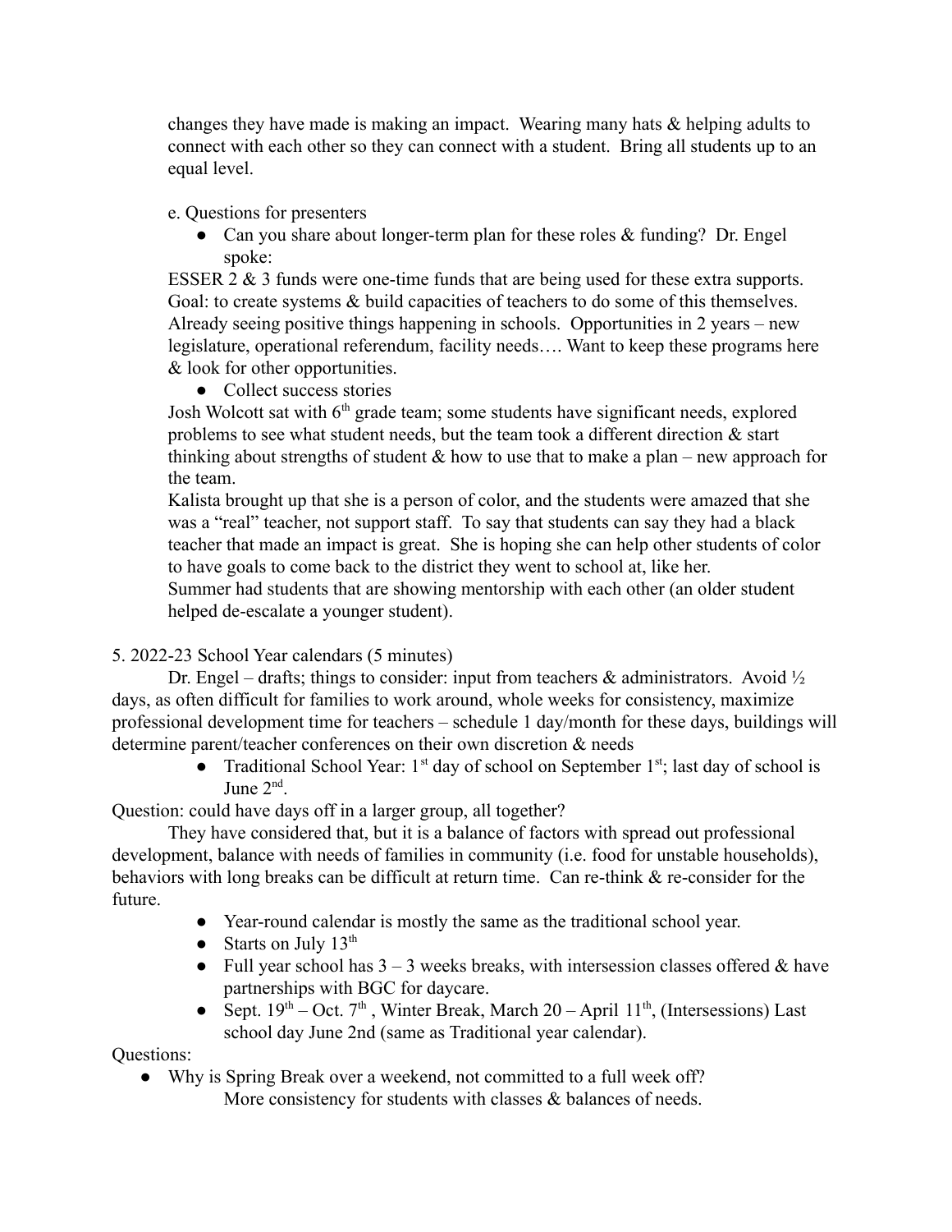changes they have made is making an impact. Wearing many hats & helping adults to connect with each other so they can connect with a student. Bring all students up to an equal level.

e. Questions for presenters

- Can you share about longer-term plan for these roles & funding? Dr. Engel spoke:

ESSER 2 & 3 funds were one-time funds that are being used for these extra supports. Goal: to create systems & build capacities of teachers to do some of this themselves. Already seeing positive things happening in schools. Opportunities in 2 years – new legislature, operational referendum, facility needs…. Want to keep these programs here & look for other opportunities.

- Collect success stories

Josh Wolcott sat with 6th grade team; some students have significant needs, explored problems to see what student needs, but the team took a different direction & start thinking about strengths of student & how to use that to make a plan – new approach for the team.

Kalista brought up that she is a person of color, and the students were amazed that she was a "real" teacher, not support staff. To say that students can say they had a black teacher that made an impact is great. She is hoping she can help other students of color to have goals to come back to the district they went to school at, like her.

Summer had students that are showing mentorship with each other (an older student helped de-escalate a younger student).

5. 2022-23 School Year calendars (5 minutes)

Dr. Engel – drafts; things to consider: input from teachers & administrators. Avoid ½ days, as often difficult for families to work around, whole weeks for consistency, maximize professional development time for teachers – schedule 1 day/month for these days, buildings will determine parent/teacher conferences on their own discretion & needs

- Traditional School Year: 1st day of school on September 1st; last day of school is June 2nd.

Question: could have days off in a larger group, all together?

They have considered that, but it is a balance of factors with spread out professional development, balance with needs of families in community (i.e. food for unstable households), behaviors with long breaks can be difficult at return time. Can re-think & re-consider for the future.

- Year-round calendar is mostly the same as the traditional school year.
- Starts on July 13th
- Full year school has 3 – 3 weeks breaks, with intersession classes offered & have partnerships with BGC for daycare.
- Sept. 19th – Oct. 7th, Winter Break, March 20 – April 11th, (Intersessions) Last school day June 2nd (same as Traditional year calendar).

Questions:

- Why is Spring Break over a weekend, not committed to a full week off?
  More consistency for students with classes & balances of needs.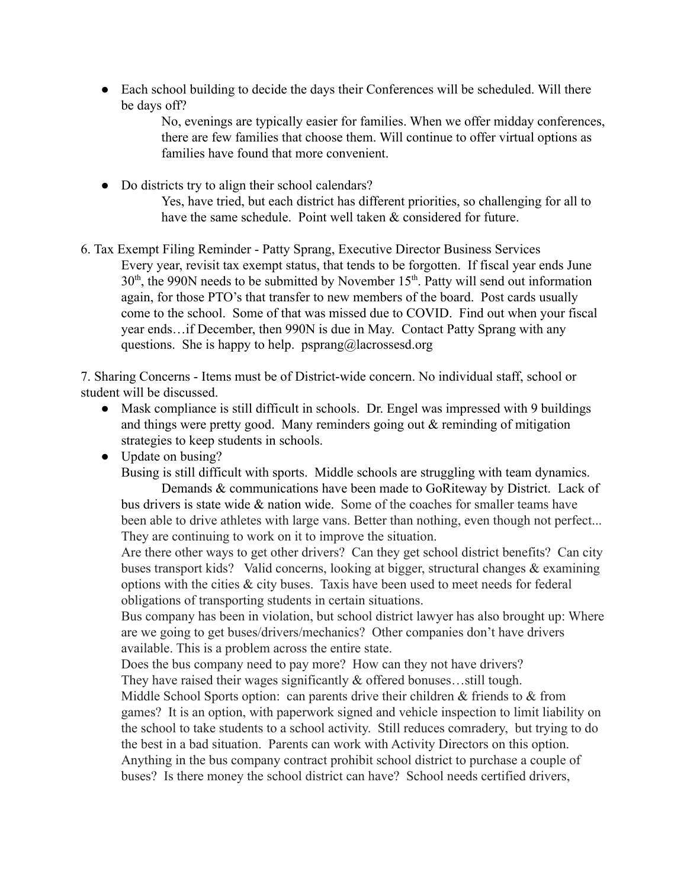- Each school building to decide the days their Conferences will be scheduled. Will there be days off?

  No, evenings are typically easier for families. When we offer midday conferences, there are few families that choose them. Will continue to offer virtual options as families have found that more convenient.

- Do districts try to align their school calendars?

  Yes, have tried, but each district has different priorities, so challenging for all to have the same schedule. Point well taken & considered for future.

6. Tax Exempt Filing Reminder - Patty Sprang, Executive Director Business Services

   Every year, revisit tax exempt status, that tends to be forgotten. If fiscal year ends June 30th, the 990N needs to be submitted by November 15th. Patty will send out information again, for those PTO's that transfer to new members of the board. Post cards usually come to the school. Some of that was missed due to COVID. Find out when your fiscal year ends…if December, then 990N is due in May. Contact Patty Sprang with any questions. She is happy to help. psprang@lacrossesd.org

7. Sharing Concerns - Items must be of District-wide concern. No individual staff, school or student will be discussed.

- Mask compliance is still difficult in schools. Dr. Engel was impressed with 9 buildings and things were pretty good. Many reminders going out & reminding of mitigation strategies to keep students in schools.
- Update on busing?

  Busing is still difficult with sports. Middle schools are struggling with team dynamics.

  Demands & communications have been made to GoRiteway by District. Lack of bus drivers is state wide & nation wide. Some of the coaches for smaller teams have been able to drive athletes with large vans. Better than nothing, even though not perfect... They are continuing to work on it to improve the situation.

  Are there other ways to get other drivers? Can they get school district benefits? Can city buses transport kids? Valid concerns, looking at bigger, structural changes & examining options with the cities & city buses. Taxis have been used to meet needs for federal obligations of transporting students in certain situations.

  Bus company has been in violation, but school district lawyer has also brought up: Where are we going to get buses/drivers/mechanics? Other companies don't have drivers available. This is a problem across the entire state.

  Does the bus company need to pay more? How can they not have drivers?

  They have raised their wages significantly & offered bonuses…still tough.

  Middle School Sports option: can parents drive their children & friends to & from games? It is an option, with paperwork signed and vehicle inspection to limit liability on the school to take students to a school activity. Still reduces comradery, but trying to do the best in a bad situation. Parents can work with Activity Directors on this option.

  Anything in the bus company contract prohibit school district to purchase a couple of buses? Is there money the school district can have? School needs certified drivers,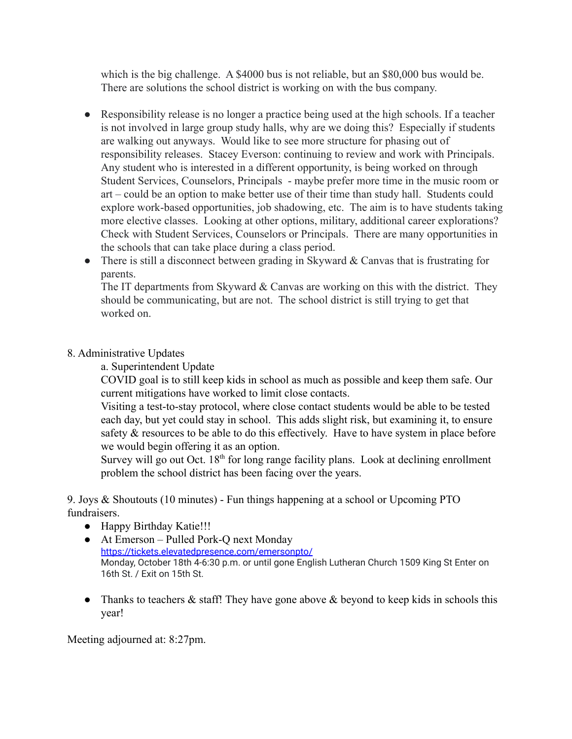which is the big challenge. A $4000 bus is not reliable, but an $80,000 bus would be. There are solutions the school district is working on with the bus company.

- Responsibility release is no longer a practice being used at the high schools. If a teacher is not involved in large group study halls, why are we doing this? Especially if students are walking out anyways. Would like to see more structure for phasing out of responsibility releases. Stacey Everson: continuing to review and work with Principals. Any student who is interested in a different opportunity, is being worked on through Student Services, Counselors, Principals - maybe prefer more time in the music room or art – could be an option to make better use of their time than study hall. Students could explore work-based opportunities, job shadowing, etc. The aim is to have students taking more elective classes. Looking at other options, military, additional career explorations? Check with Student Services, Counselors or Principals. There are many opportunities in the schools that can take place during a class period.
- There is still a disconnect between grading in Skyward & Canvas that is frustrating for parents.
  The IT departments from Skyward & Canvas are working on this with the district. They should be communicating, but are not. The school district is still trying to get that worked on.

8. Administrative Updates
   a. Superintendent Update
   COVID goal is to still keep kids in school as much as possible and keep them safe. Our current mitigations have worked to limit close contacts.
   Visiting a test-to-stay protocol, where close contact students would be able to be tested each day, but yet could stay in school. This adds slight risk, but examining it, to ensure safety & resources to be able to do this effectively. Have to have system in place before we would begin offering it as an option.
   Survey will go out Oct. 18th for long range facility plans. Look at declining enrollment problem the school district has been facing over the years.

9. Joys & Shoutouts (10 minutes) - Fun things happening at a school or Upcoming PTO fundraisers.
   - Happy Birthday Katie!!!
   - At Emerson – Pulled Pork-Q next Monday
     https://tickets.elevatedpresence.com/emersonpto/
     Monday, October 18th 4-6:30 p.m. or until gone English Lutheran Church 1509 King St Enter on 16th St. / Exit on 15th St.
   - Thanks to teachers & staff! They have gone above & beyond to keep kids in schools this year!

Meeting adjourned at: 8:27pm.